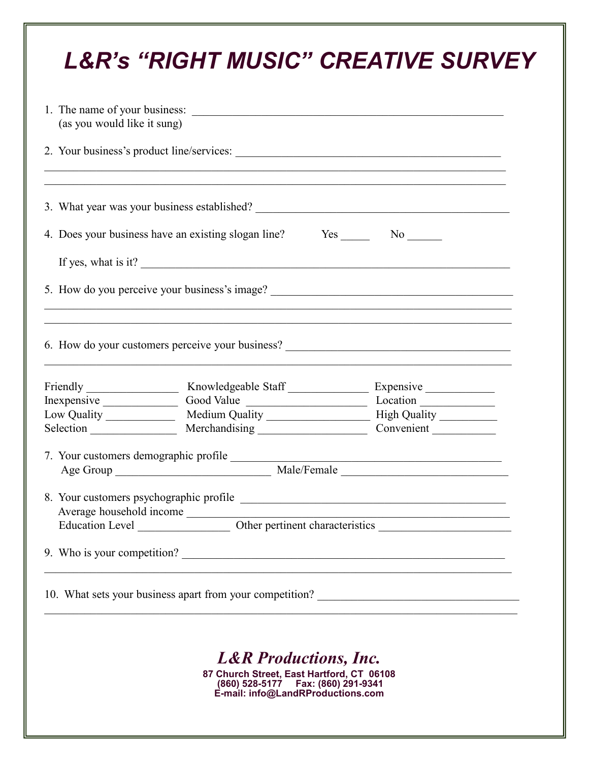# L&R's "RIGHT MUSIC" CREATIVE SURVEY

1. The name of your business: ______________________________________________
   (as you would like it sung)

2. Your business's product line/services: ______________________________________________

   ______________________________________________________________________________

   ______________________________________________________________________________

3. What year was your business established? ______________________________________________

4. Does your business have an existing slogan line? Yes _____ No ______

   If yes, what is it? ______________________________________________

5. How do you perceive your business's image? ______________________________________________

   ______________________________________________________________________________

   ______________________________________________________________________________

6. How do your customers perceive your business? ______________________________________________

   ______________________________________________________________________________

| | | |
|---|---|---|
| Friendly ________________ | Knowledgeable Staff ______________ | Expensive ____________ |
| Inexpensive _____________ | Good Value _____________________ | Location _____________ |
| Low Quality ____________ | Medium Quality __________________ | High Quality __________ |
| Selection _______________ | Merchandising ___________________ | Convenient ___________ |

7. Your customers demographic profile ______________________________________________
   Age Group ___________________________ Male/Female _____________________________

8. Your customers psychographic profile ______________________________________________
   Average household income ______________________________________________
   Education Level ________________ Other pertinent characteristics _______________________

9. Who is your competition? ______________________________________________

   ______________________________________________________________________________

10. What sets your business apart from your competition? ___________________________________

    ______________________________________________________________________________

***L&R Productions, Inc.***

**87 Church Street, East Hartford, CT 06108**
**(860) 528-5177 Fax: (860) 291-9341**
**E-mail: info@LandRProductions.com**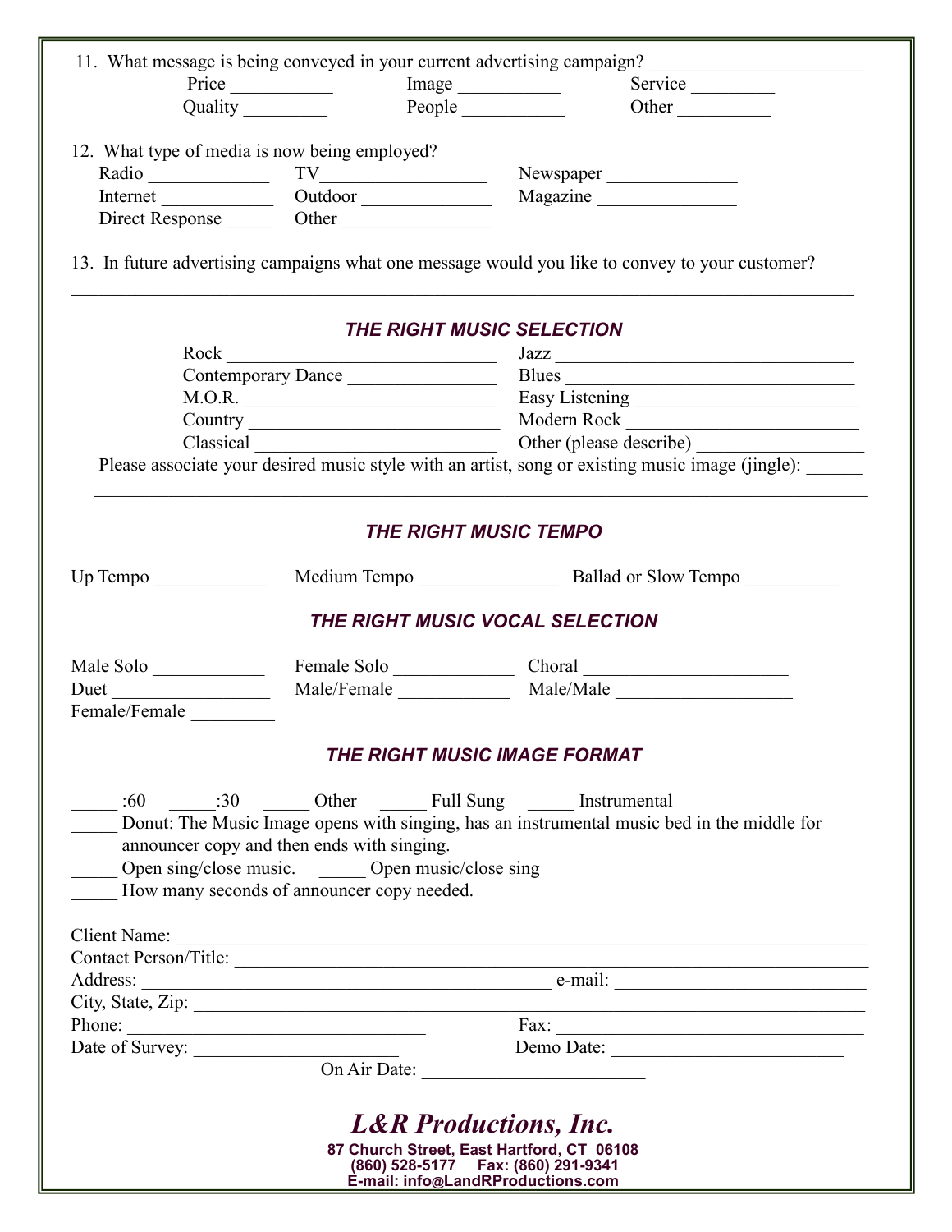11. What message is being conveyed in your current advertising campaign? ________________________

Price ___________ Image ___________ Service _________

Quality _________ People ___________ Other __________

12. What type of media is now being employed?

Radio _____________ TV__________________ Newspaper ______________

Internet ____________ Outdoor ______________ Magazine _______________

Direct Response _____ Other ________________

13. In future advertising campaigns what one message would you like to convey to your customer?

______________________________________________________________________________

### *THE RIGHT MUSIC SELECTION*

Rock ______________________________ Jazz _________________________________

Contemporary Dance ________________ Blues _________________________________

M.O.R. ____________________________ Easy Listening _________________________

Country ____________________________ Modern Rock __________________________

Classical ___________________________ Other (please describe) __________________

Please associate your desired music style with an artist, song or existing music image (jingle): ______

______________________________________________________________________________

### *THE RIGHT MUSIC TEMPO*

Up Tempo ____________ Medium Tempo _______________ Ballad or Slow Tempo __________

### *THE RIGHT MUSIC VOCAL SELECTION*

Male Solo ____________ Female Solo _____________ Choral ______________________

Duet _________________ Male/Female ____________ Male/Male ___________________

Female/Female _________

### *THE RIGHT MUSIC IMAGE FORMAT*

_____ :60 _____:30 _____ Other _____ Full Sung _____ Instrumental

_____ Donut: The Music Image opens with singing, has an instrumental music bed in the middle for announcer copy and then ends with singing.

_____ Open sing/close music. _____ Open music/close sing

_____ How many seconds of announcer copy needed.

Client Name: ______________________________________________________________________

Contact Person/Title: _______________________________________________________________

Address: _____________________________________________ e-mail: ___________________________

City, State, Zip: ____________________________________________________________________

Phone: ________________________________ Fax: __________________________________

Date of Survey: ______________________ Demo Date: _________________________

On Air Date: ________________________

## *L&R Productions, Inc.*

**87 Church Street, East Hartford, CT 06108**
**(860) 528-5177 Fax: (860) 291-9341**
**E-mail: info@LandRProductions.com**